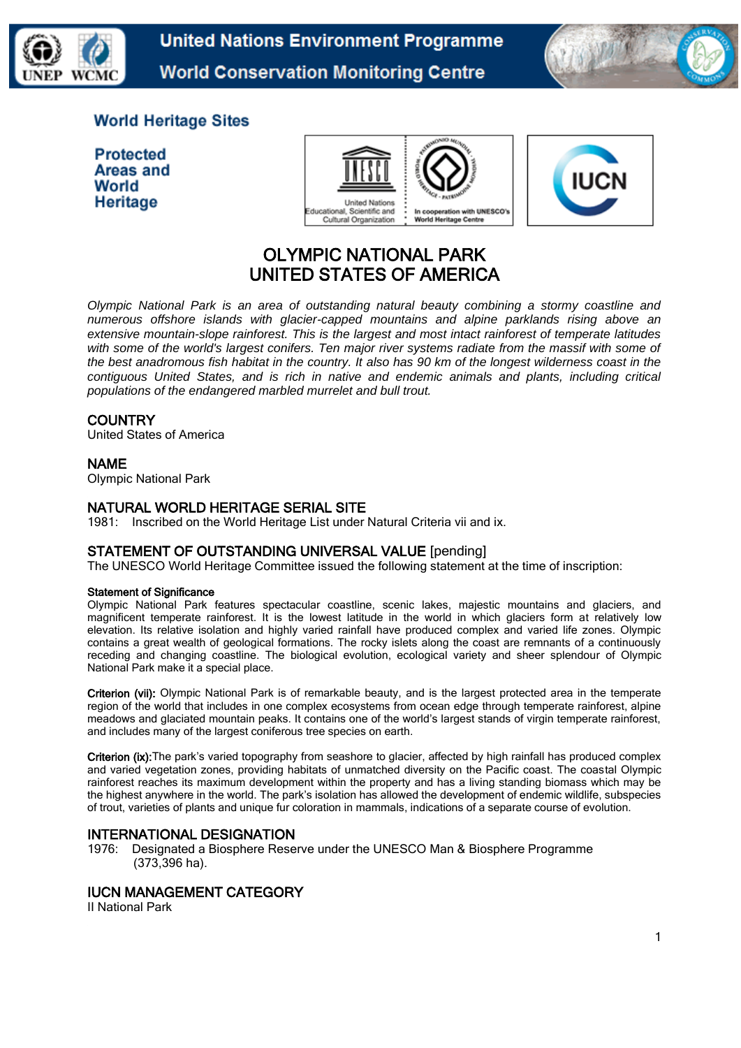World Heritage Sites

Protected Areas and World Heritage

# OLYMPIC NATIONAL PARK
# UNITED STATES OF AMERICA

*Olympic National Park is an area of outstanding natural beauty combining a stormy coastline and numerous offshore islands with glacier-capped mountains and alpine parklands rising above an extensive mountain-slope rainforest. This is the largest and most intact rainforest of temperate latitudes with some of the world's largest conifers. Ten major river systems radiate from the massif with some of the best anadromous fish habitat in the country. It also has 90 km of the longest wilderness coast in the contiguous United States, and is rich in native and endemic animals and plants, including critical populations of the endangered marbled murrelet and bull trout.*

## COUNTRY
United States of America

## NAME
Olympic National Park

## NATURAL WORLD HERITAGE SERIAL SITE
1981: Inscribed on the World Heritage List under Natural Criteria vii and ix.

## STATEMENT OF OUTSTANDING UNIVERSAL VALUE [pending]
The UNESCO World Heritage Committee issued the following statement at the time of inscription:

**Statement of Significance**
Olympic National Park features spectacular coastline, scenic lakes, majestic mountains and glaciers, and magnificent temperate rainforest. It is the lowest latitude in the world in which glaciers form at relatively low elevation. Its relative isolation and highly varied rainfall have produced complex and varied life zones. Olympic contains a great wealth of geological formations. The rocky islets along the coast are remnants of a continuously receding and changing coastline. The biological evolution, ecological variety and sheer splendour of Olympic National Park make it a special place.

**Criterion (vii):** Olympic National Park is of remarkable beauty, and is the largest protected area in the temperate region of the world that includes in one complex ecosystems from ocean edge through temperate rainforest, alpine meadows and glaciated mountain peaks. It contains one of the world's largest stands of virgin temperate rainforest, and includes many of the largest coniferous tree species on earth.

**Criterion (ix):** The park's varied topography from seashore to glacier, affected by high rainfall has produced complex and varied vegetation zones, providing habitats of unmatched diversity on the Pacific coast. The coastal Olympic rainforest reaches its maximum development within the property and has a living standing biomass which may be the highest anywhere in the world. The park's isolation has allowed the development of endemic wildlife, subspecies of trout, varieties of plants and unique fur coloration in mammals, indications of a separate course of evolution.

## INTERNATIONAL DESIGNATION
1976: Designated a Biosphere Reserve under the UNESCO Man & Biosphere Programme (373,396 ha).

## IUCN MANAGEMENT CATEGORY
II National Park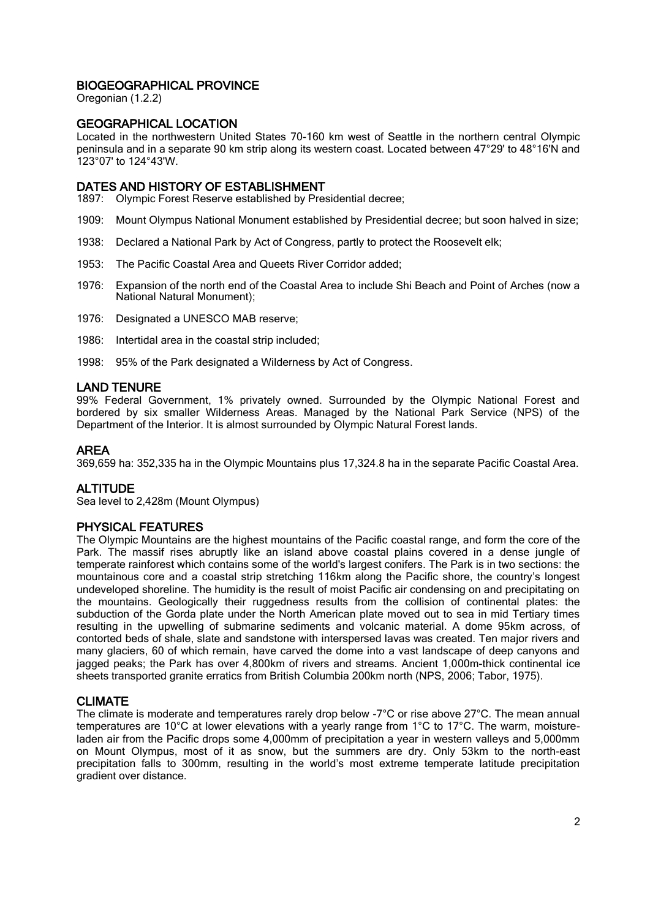## BIOGEOGRAPHICAL PROVINCE

Oregonian (1.2.2)

## GEOGRAPHICAL LOCATION

Located in the northwestern United States 70-160 km west of Seattle in the northern central Olympic peninsula and in a separate 90 km strip along its western coast. Located between 47°29' to 48°16'N and 123°07' to 124°43'W.

## DATES AND HISTORY OF ESTABLISHMENT

1897: Olympic Forest Reserve established by Presidential decree;

1909: Mount Olympus National Monument established by Presidential decree; but soon halved in size;

1938: Declared a National Park by Act of Congress, partly to protect the Roosevelt elk;

1953: The Pacific Coastal Area and Queets River Corridor added;

1976: Expansion of the north end of the Coastal Area to include Shi Beach and Point of Arches (now a National Natural Monument);

1976: Designated a UNESCO MAB reserve;

1986: Intertidal area in the coastal strip included;

1998: 95% of the Park designated a Wilderness by Act of Congress.

## LAND TENURE

99% Federal Government, 1% privately owned. Surrounded by the Olympic National Forest and bordered by six smaller Wilderness Areas. Managed by the National Park Service (NPS) of the Department of the Interior. It is almost surrounded by Olympic Natural Forest lands.

## AREA

369,659 ha: 352,335 ha in the Olympic Mountains plus 17,324.8 ha in the separate Pacific Coastal Area.

## ALTITUDE

Sea level to 2,428m (Mount Olympus)

## PHYSICAL FEATURES

The Olympic Mountains are the highest mountains of the Pacific coastal range, and form the core of the Park. The massif rises abruptly like an island above coastal plains covered in a dense jungle of temperate rainforest which contains some of the world's largest conifers. The Park is in two sections: the mountainous core and a coastal strip stretching 116km along the Pacific shore, the country's longest undeveloped shoreline. The humidity is the result of moist Pacific air condensing on and precipitating on the mountains. Geologically their ruggedness results from the collision of continental plates: the subduction of the Gorda plate under the North American plate moved out to sea in mid Tertiary times resulting in the upwelling of submarine sediments and volcanic material. A dome 95km across, of contorted beds of shale, slate and sandstone with interspersed lavas was created. Ten major rivers and many glaciers, 60 of which remain, have carved the dome into a vast landscape of deep canyons and jagged peaks; the Park has over 4,800km of rivers and streams. Ancient 1,000m-thick continental ice sheets transported granite erratics from British Columbia 200km north (NPS, 2006; Tabor, 1975).

## CLIMATE

The climate is moderate and temperatures rarely drop below -7°C or rise above 27°C. The mean annual temperatures are 10°C at lower elevations with a yearly range from 1°C to 17°C. The warm, moisture-laden air from the Pacific drops some 4,000mm of precipitation a year in western valleys and 5,000mm on Mount Olympus, most of it as snow, but the summers are dry. Only 53km to the north-east precipitation falls to 300mm, resulting in the world's most extreme temperate latitude precipitation gradient over distance.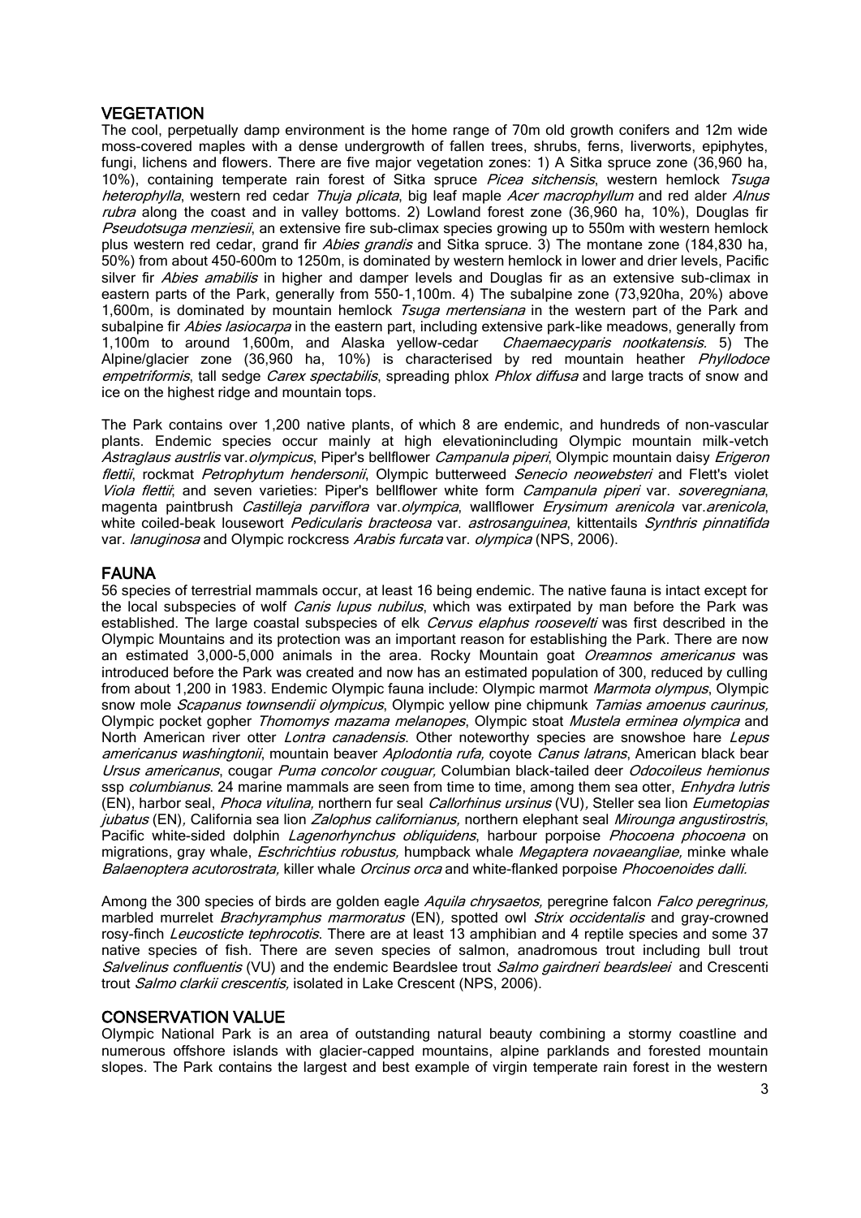## VEGETATION

The cool, perpetually damp environment is the home range of 70m old growth conifers and 12m wide moss-covered maples with a dense undergrowth of fallen trees, shrubs, ferns, liverworts, epiphytes, fungi, lichens and flowers. There are five major vegetation zones: 1) A Sitka spruce zone (36,960 ha, 10%), containing temperate rain forest of Sitka spruce *Picea sitchensis*, western hemlock *Tsuga heterophylla*, western red cedar *Thuja plicata*, big leaf maple *Acer macrophyllum* and red alder *Alnus rubra* along the coast and in valley bottoms. 2) Lowland forest zone (36,960 ha, 10%), Douglas fir *Pseudotsuga menziesii*, an extensive fire sub-climax species growing up to 550m with western hemlock plus western red cedar, grand fir *Abies grandis* and Sitka spruce. 3) The montane zone (184,830 ha, 50%) from about 450-600m to 1250m, is dominated by western hemlock in lower and drier levels, Pacific silver fir *Abies amabilis* in higher and damper levels and Douglas fir as an extensive sub-climax in eastern parts of the Park, generally from 550-1,100m. 4) The subalpine zone (73,920ha, 20%) above 1,600m, is dominated by mountain hemlock *Tsuga mertensiana* in the western part of the Park and subalpine fir *Abies lasiocarpa* in the eastern part, including extensive park-like meadows, generally from 1,100m to around 1,600m, and Alaska yellow-cedar *Chaemaecyparis nootkatensis*. 5) The Alpine/glacier zone (36,960 ha, 10%) is characterised by red mountain heather *Phyllodoce empetriformis*, tall sedge *Carex spectabilis*, spreading phlox *Phlox diffusa* and large tracts of snow and ice on the highest ridge and mountain tops.

The Park contains over 1,200 native plants, of which 8 are endemic, and hundreds of non-vascular plants. Endemic species occur mainly at high elevationincluding Olympic mountain milk-vetch *Astraglaus austrlis* var.*olympicus*, Piper's bellflower *Campanula piperi*, Olympic mountain daisy *Erigeron flettii*, rockmat *Petrophytum hendersonii*, Olympic butterweed *Senecio neowebsteri* and Flett's violet *Viola flettii*; and seven varieties: Piper's bellflower white form *Campanula piperi* var. *soveregniana*, magenta paintbrush *Castilleja parviflora* var.*olympica*, wallflower *Erysimum arenicola* var.*arenicola*, white coiled-beak lousewort *Pedicularis bracteosa* var. *astrosanguinea*, kittentails *Synthris pinnatifida* var. *lanuginosa* and Olympic rockcress *Arabis furcata* var. *olympica* (NPS, 2006).

## FAUNA

56 species of terrestrial mammals occur, at least 16 being endemic. The native fauna is intact except for the local subspecies of wolf *Canis lupus nubilus*, which was extirpated by man before the Park was established. The large coastal subspecies of elk *Cervus elaphus roosevelti* was first described in the Olympic Mountains and its protection was an important reason for establishing the Park. There are now an estimated 3,000-5,000 animals in the area. Rocky Mountain goat *Oreamnos americanus* was introduced before the Park was created and now has an estimated population of 300, reduced by culling from about 1,200 in 1983. Endemic Olympic fauna include: Olympic marmot *Marmota olympus*, Olympic snow mole *Scapanus townsendii olympicus*, Olympic yellow pine chipmunk *Tamias amoenus caurinus,* Olympic pocket gopher *Thomomys mazama melanopes*, Olympic stoat *Mustela erminea olympica* and North American river otter *Lontra canadensis*. Other noteworthy species are snowshoe hare *Lepus americanus washingtonii*, mountain beaver *Aplodontia rufa,* coyote *Canus latrans*, American black bear *Ursus americanus*, cougar *Puma concolor couguar,* Columbian black-tailed deer *Odocoileus hemionus* ssp *columbianus*. 24 marine mammals are seen from time to time, among them sea otter, *Enhydra lutris* (EN), harbor seal, *Phoca vitulina,* northern fur seal *Callorhinus ursinus* (VU), Steller sea lion *Eumetopias jubatus* (EN), California sea lion *Zalophus californianus,* northern elephant seal *Mirounga angustirostris*, Pacific white-sided dolphin *Lagenorhynchus obliquidens*, harbour porpoise *Phocoena phocoena* on migrations, gray whale, *Eschrichtius robustus,* humpback whale *Megaptera novaeangliae,* minke whale *Balaenoptera acutorostrata,* killer whale *Orcinus orca* and white-flanked porpoise *Phocoenoides dalli.*

Among the 300 species of birds are golden eagle *Aquila chrysaetos,* peregrine falcon *Falco peregrinus,* marbled murrelet *Brachyramphus marmoratus* (EN), spotted owl *Strix occidentalis* and gray-crowned rosy-finch *Leucosticte tephrocotis*. There are at least 13 amphibian and 4 reptile species and some 37 native species of fish. There are seven species of salmon, anadromous trout including bull trout *Salvelinus confluentis* (VU) and the endemic Beardslee trout *Salmo gairdneri beardsleei* and Crescenti trout *Salmo clarkii crescentis,* isolated in Lake Crescent (NPS, 2006).

## CONSERVATION VALUE

Olympic National Park is an area of outstanding natural beauty combining a stormy coastline and numerous offshore islands with glacier-capped mountains, alpine parklands and forested mountain slopes. The Park contains the largest and best example of virgin temperate rain forest in the western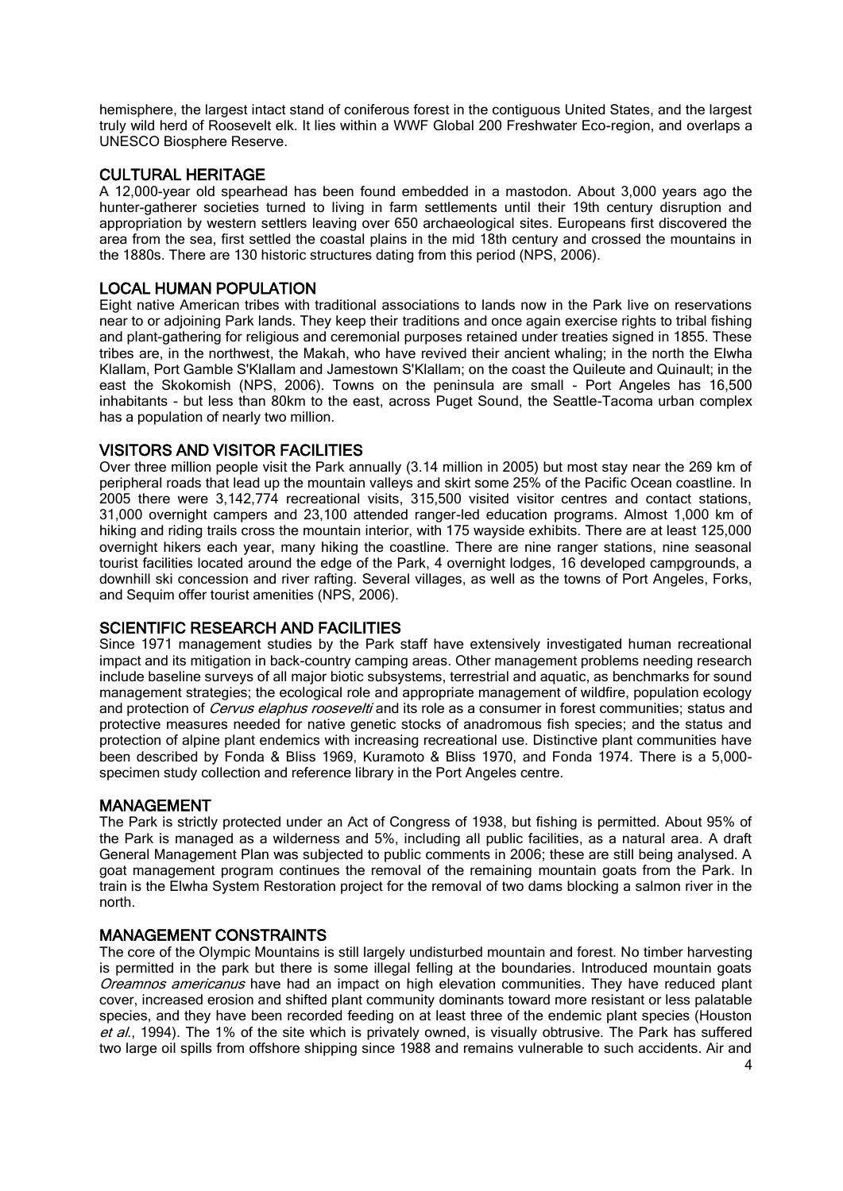hemisphere, the largest intact stand of coniferous forest in the contiguous United States, and the largest truly wild herd of Roosevelt elk. It lies within a WWF Global 200 Freshwater Eco-region, and overlaps a UNESCO Biosphere Reserve.

## CULTURAL HERITAGE

A 12,000-year old spearhead has been found embedded in a mastodon. About 3,000 years ago the hunter-gatherer societies turned to living in farm settlements until their 19th century disruption and appropriation by western settlers leaving over 650 archaeological sites. Europeans first discovered the area from the sea, first settled the coastal plains in the mid 18th century and crossed the mountains in the 1880s. There are 130 historic structures dating from this period (NPS, 2006).

## LOCAL HUMAN POPULATION

Eight native American tribes with traditional associations to lands now in the Park live on reservations near to or adjoining Park lands. They keep their traditions and once again exercise rights to tribal fishing and plant-gathering for religious and ceremonial purposes retained under treaties signed in 1855. These tribes are, in the northwest, the Makah, who have revived their ancient whaling; in the north the Elwha Klallam, Port Gamble S'Klallam and Jamestown S'Klallam; on the coast the Quileute and Quinault; in the east the Skokomish (NPS, 2006). Towns on the peninsula are small - Port Angeles has 16,500 inhabitants - but less than 80km to the east, across Puget Sound, the Seattle-Tacoma urban complex has a population of nearly two million.

## VISITORS AND VISITOR FACILITIES

Over three million people visit the Park annually (3.14 million in 2005) but most stay near the 269 km of peripheral roads that lead up the mountain valleys and skirt some 25% of the Pacific Ocean coastline. In 2005 there were 3,142,774 recreational visits, 315,500 visited visitor centres and contact stations, 31,000 overnight campers and 23,100 attended ranger-led education programs. Almost 1,000 km of hiking and riding trails cross the mountain interior, with 175 wayside exhibits. There are at least 125,000 overnight hikers each year, many hiking the coastline. There are nine ranger stations, nine seasonal tourist facilities located around the edge of the Park, 4 overnight lodges, 16 developed campgrounds, a downhill ski concession and river rafting. Several villages, as well as the towns of Port Angeles, Forks, and Sequim offer tourist amenities (NPS, 2006).

## SCIENTIFIC RESEARCH AND FACILITIES

Since 1971 management studies by the Park staff have extensively investigated human recreational impact and its mitigation in back-country camping areas. Other management problems needing research include baseline surveys of all major biotic subsystems, terrestrial and aquatic, as benchmarks for sound management strategies; the ecological role and appropriate management of wildfire, population ecology and protection of *Cervus elaphus roosevelti* and its role as a consumer in forest communities; status and protective measures needed for native genetic stocks of anadromous fish species; and the status and protection of alpine plant endemics with increasing recreational use. Distinctive plant communities have been described by Fonda & Bliss 1969, Kuramoto & Bliss 1970, and Fonda 1974. There is a 5,000-specimen study collection and reference library in the Port Angeles centre.

## MANAGEMENT

The Park is strictly protected under an Act of Congress of 1938, but fishing is permitted. About 95% of the Park is managed as a wilderness and 5%, including all public facilities, as a natural area. A draft General Management Plan was subjected to public comments in 2006; these are still being analysed. A goat management program continues the removal of the remaining mountain goats from the Park. In train is the Elwha System Restoration project for the removal of two dams blocking a salmon river in the north.

## MANAGEMENT CONSTRAINTS

The core of the Olympic Mountains is still largely undisturbed mountain and forest. No timber harvesting is permitted in the park but there is some illegal felling at the boundaries. Introduced mountain goats *Oreamnos americanus* have had an impact on high elevation communities. They have reduced plant cover, increased erosion and shifted plant community dominants toward more resistant or less palatable species, and they have been recorded feeding on at least three of the endemic plant species (Houston *et al.*, 1994). The 1% of the site which is privately owned, is visually obtrusive. The Park has suffered two large oil spills from offshore shipping since 1988 and remains vulnerable to such accidents. Air and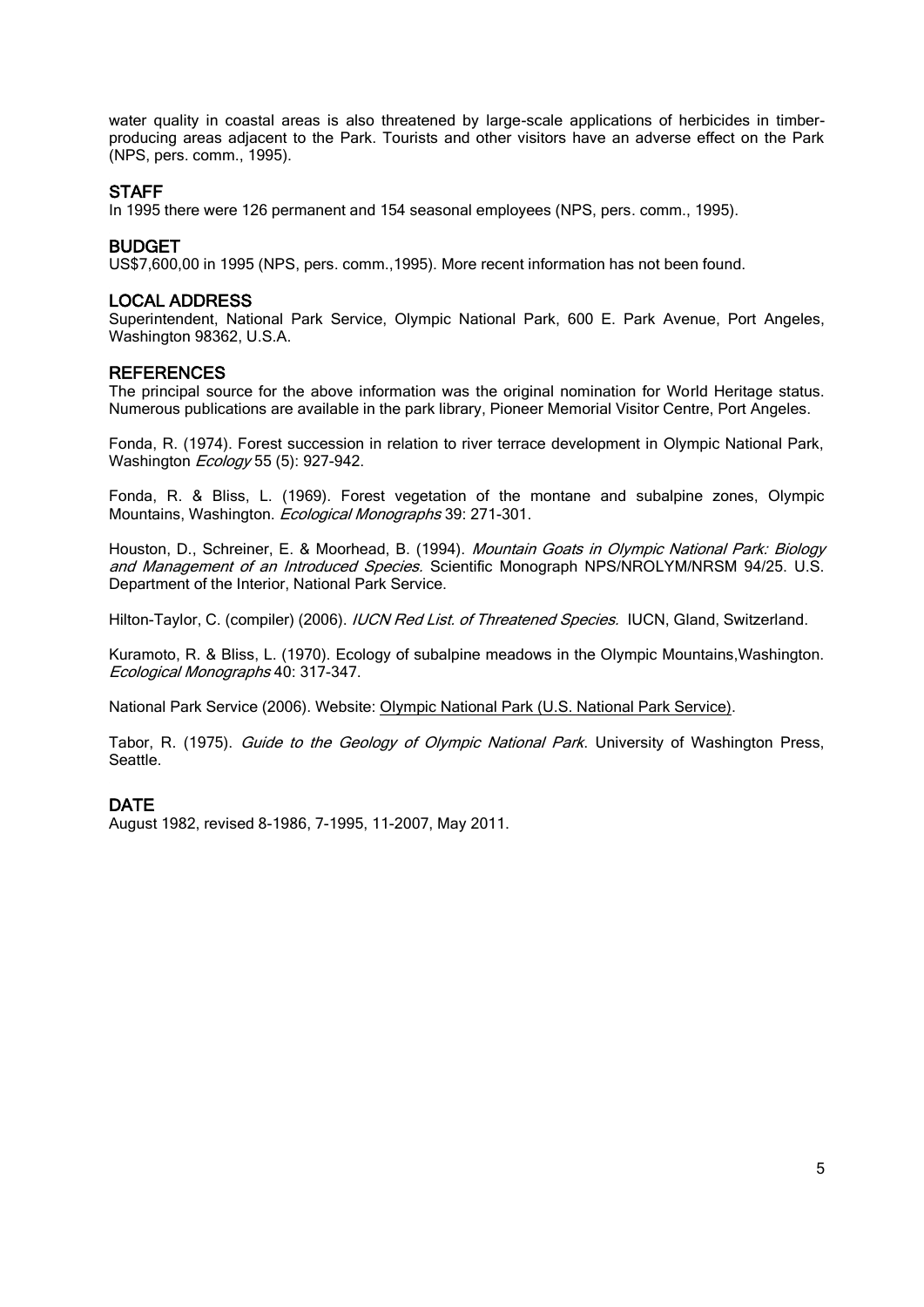water quality in coastal areas is also threatened by large-scale applications of herbicides in timber-producing areas adjacent to the Park. Tourists and other visitors have an adverse effect on the Park (NPS, pers. comm., 1995).

## STAFF

In 1995 there were 126 permanent and 154 seasonal employees (NPS, pers. comm., 1995).

## BUDGET

US$7,600,00 in 1995 (NPS, pers. comm.,1995). More recent information has not been found.

## LOCAL ADDRESS

Superintendent, National Park Service, Olympic National Park, 600 E. Park Avenue, Port Angeles, Washington 98362, U.S.A.

## REFERENCES

The principal source for the above information was the original nomination for World Heritage status. Numerous publications are available in the park library, Pioneer Memorial Visitor Centre, Port Angeles.

Fonda, R. (1974). Forest succession in relation to river terrace development in Olympic National Park, Washington *Ecology* 55 (5): 927-942.

Fonda, R. & Bliss, L. (1969). Forest vegetation of the montane and subalpine zones, Olympic Mountains, Washington. *Ecological Monographs* 39: 271-301.

Houston, D., Schreiner, E. & Moorhead, B. (1994). *Mountain Goats in Olympic National Park: Biology and Management of an Introduced Species.* Scientific Monograph NPS/NROLYM/NRSM 94/25. U.S. Department of the Interior, National Park Service.

Hilton-Taylor, C. (compiler) (2006). *IUCN Red List. of Threatened Species.* IUCN, Gland, Switzerland.

Kuramoto, R. & Bliss, L. (1970). Ecology of subalpine meadows in the Olympic Mountains,Washington. *Ecological Monographs* 40: 317-347.

National Park Service (2006). Website: Olympic National Park (U.S. National Park Service).

Tabor, R. (1975). *Guide to the Geology of Olympic National Park*. University of Washington Press, Seattle.

## DATE

August 1982, revised 8-1986, 7-1995, 11-2007, May 2011.